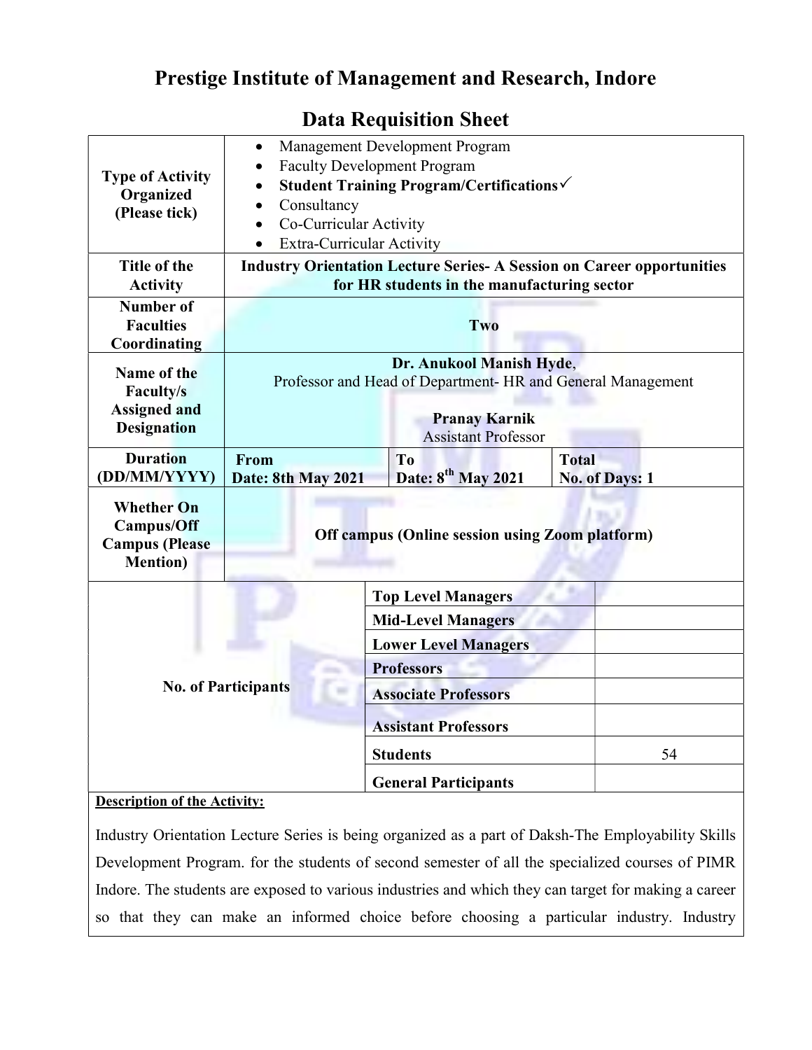# Prestige Institute of Management and Research, Indore

## Data Requisition Sheet

| | | | | |
|---|---|---|---|---|
| **Type of Activity Organized (Please tick)** | • Management Development Program<br>• Faculty Development Program<br>• **Student Training Program/Certifications**✓<br>• Consultancy<br>• Co-Curricular Activity<br>• Extra-Curricular Activity | | | |
| **Title of the Activity** | **Industry Orientation Lecture Series- A Session on Career opportunities for HR students in the manufacturing sector** | | | |
| **Number of Faculties Coordinating** | **Two** | | | |
| **Name of the Faculty/s Assigned and Designation** | **Dr. Anukool Manish Hyde**, Professor and Head of Department- HR and General Management<br><br>**Pranay Karnik**<br>Assistant Professor | | | |
| **Duration (DD/MM/YYYY)** | **From Date: 8th May 2021** | **To Date: 8th May 2021** | **Total No. of Days: 1** | |
| **Whether On Campus/Off Campus (Please Mention)** | **Off campus (Online session using Zoom platform)** | | | |
| **No. of Participants** | **Top Level Managers** | | | |
| | **Mid-Level Managers** | | | |
| | **Lower Level Managers** | | | |
| | **Professors** | | | |
| | **Associate Professors** | | | |
| | **Assistant Professors** | | | |
| | **Students** | 54 | | |
| | **General Participants** | | | |

**Description of the Activity:**

Industry Orientation Lecture Series is being organized as a part of Daksh-The Employability Skills Development Program. for the students of second semester of all the specialized courses of PIMR Indore. The students are exposed to various industries and which they can target for making a career so that they can make an informed choice before choosing a particular industry. Industry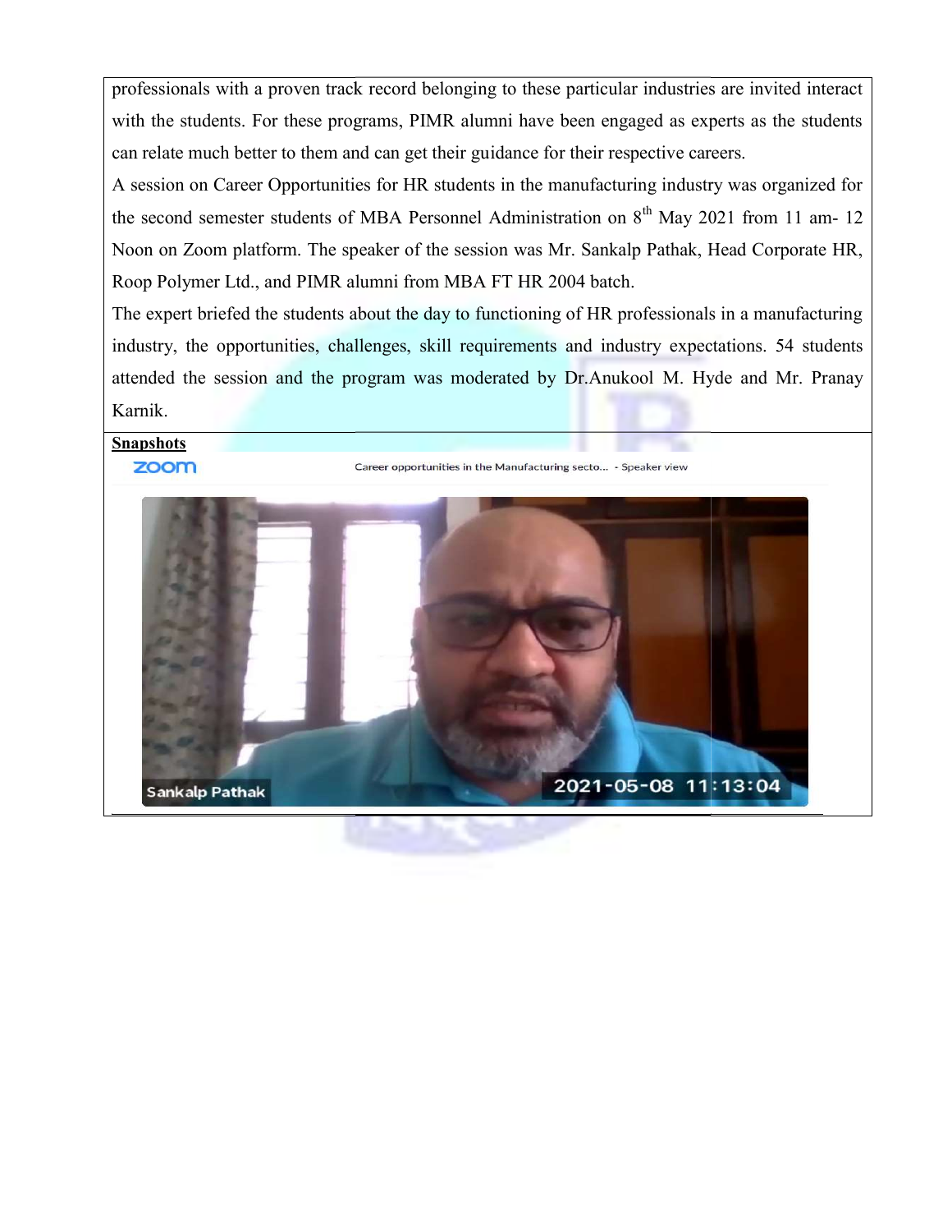professionals with a proven track record belonging to these particular industries are invited interact with the students. For these programs, PIMR alumni have been engaged as experts as the students can relate much better to them and can get their guidance for their respective careers.

A session on Career Opportunities for HR students in the manufacturing industry was organized for the second semester students of MBA Personnel Administration on 8th May 2021 from 11 am- 12 Noon on Zoom platform. The speaker of the session was Mr. Sankalp Pathak, Head Corporate HR, Roop Polymer Ltd., and PIMR alumni from MBA FT HR 2004 batch.

The expert briefed the students about the day to functioning of HR professionals in a manufacturing industry, the opportunities, challenges, skill requirements and industry expectations. 54 students attended the session and the program was moderated by Dr.Anukool M. Hyde and Mr. Pranay Karnik.

**Snapshots**